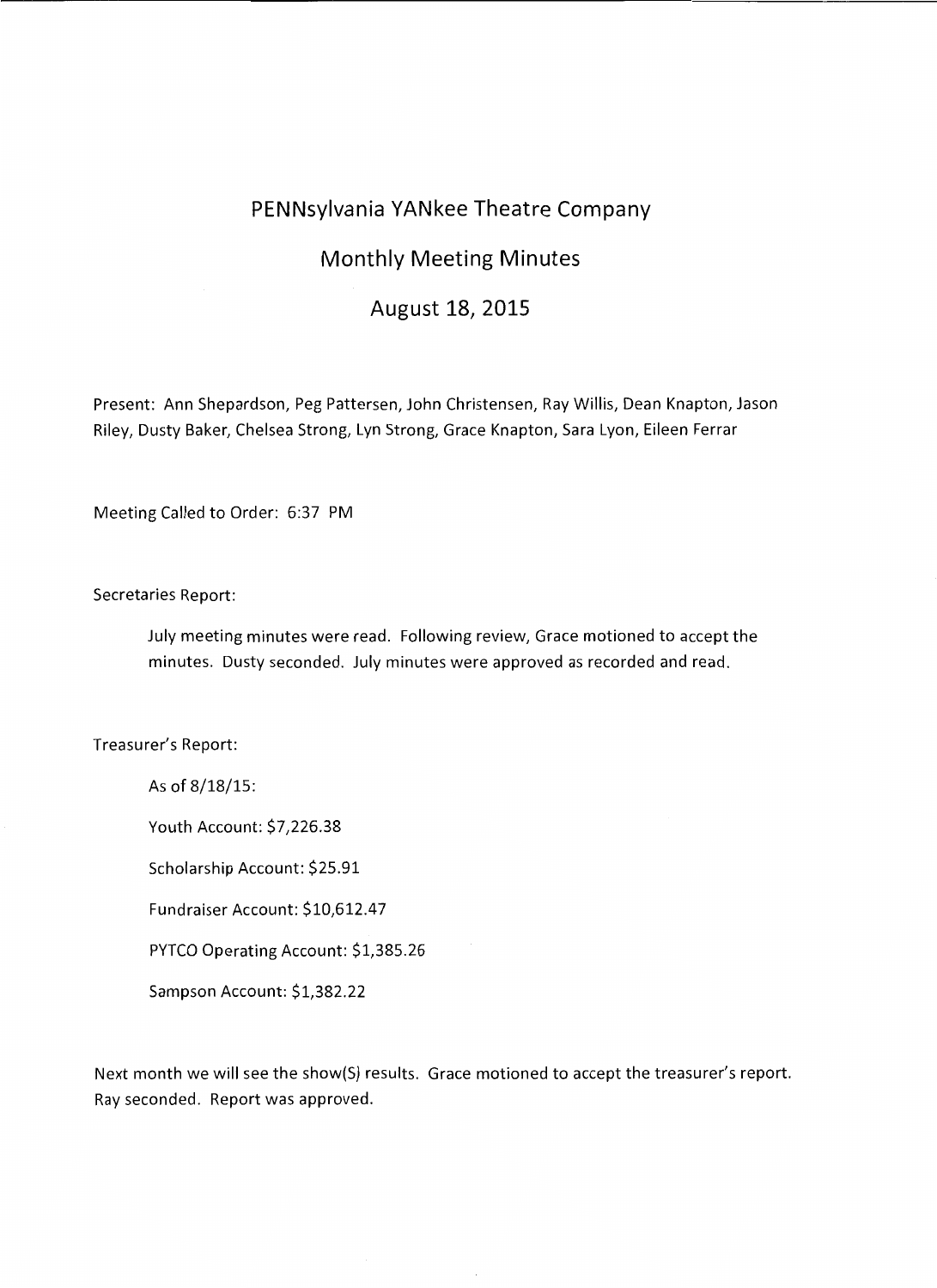# PENNsylvania YANkee Theatre Company

## Monthly Meeting Minutes

## August 18, 2015

Present: Ann Shepardson, Peg Pattersen, John Christensen, Ray Willis, Dean Knapton, Jason Riley, Dusty Baker, Chelsea Strong, Lyn Strong, Grace Knapton, Sara Lyon, Eileen Ferrar

Meeting Called to Order: 6:37 PM

Secretaries Report:

> July meeting minutes were read. Following review, Grace motioned to accept the minutes. Dusty seconded. July minutes were approved as recorded and read.

Treasurer's Report:

> As of 8/18/15:
>
> Youth Account: $7,226.38
>
> Scholarship Account: $25.91
>
> Fundraiser Account: $10,612.47
>
> PYTCO Operating Account: $1,385.26
>
> Sampson Account: $1,382.22

Next month we will see the show(S) results. Grace motioned to accept the treasurer's report. Ray seconded. Report was approved.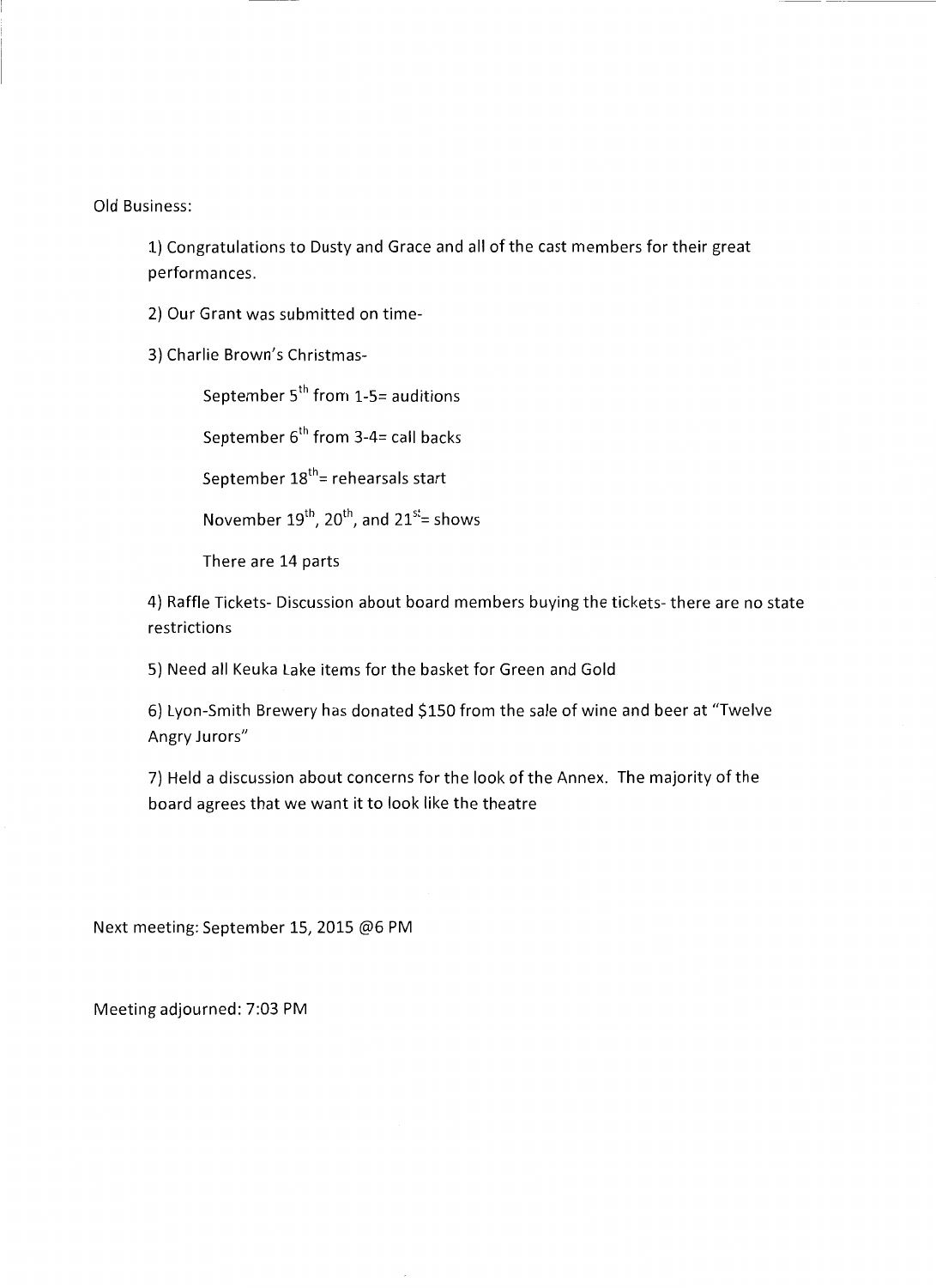Old Business:

1) Congratulations to Dusty and Grace and all of the cast members for their great performances.

2) Our Grant was submitted on time-

3) Charlie Brown's Christmas-

September 5th from 1-5= auditions

September 6th from 3-4= call backs

September 18th= rehearsals start

November 19th, 20th, and 21st= shows

There are 14 parts

4) Raffle Tickets- Discussion about board members buying the tickets- there are no state restrictions

5) Need all Keuka Lake items for the basket for Green and Gold

6) Lyon-Smith Brewery has donated $150 from the sale of wine and beer at "Twelve Angry Jurors"

7) Held a discussion about concerns for the look of the Annex. The majority of the board agrees that we want it to look like the theatre

Next meeting: September 15, 2015 @6 PM

Meeting adjourned: 7:03 PM